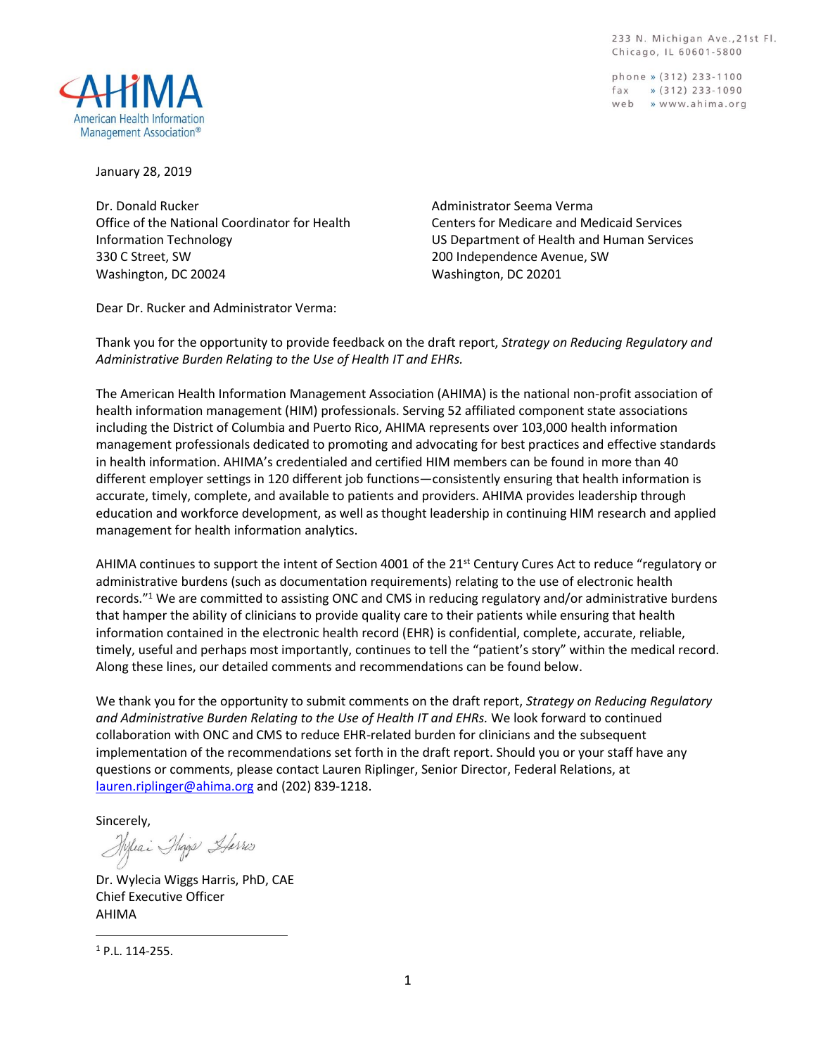AHIMA
American Health Information Management Association®

233 N. Michigan Ave.,21st Fl.
Chicago, IL 60601-5800

phone » (312) 233-1100
fax » (312) 233-1090
web » www.ahima.org

January 28, 2019

Dr. Donald Rucker
Office of the National Coordinator for Health Information Technology
330 C Street, SW
Washington, DC 20024

Administrator Seema Verma
Centers for Medicare and Medicaid Services
US Department of Health and Human Services
200 Independence Avenue, SW
Washington, DC 20201

Dear Dr. Rucker and Administrator Verma:

Thank you for the opportunity to provide feedback on the draft report, *Strategy on Reducing Regulatory and Administrative Burden Relating to the Use of Health IT and EHRs.*

The American Health Information Management Association (AHIMA) is the national non-profit association of health information management (HIM) professionals. Serving 52 affiliated component state associations including the District of Columbia and Puerto Rico, AHIMA represents over 103,000 health information management professionals dedicated to promoting and advocating for best practices and effective standards in health information. AHIMA's credentialed and certified HIM members can be found in more than 40 different employer settings in 120 different job functions—consistently ensuring that health information is accurate, timely, complete, and available to patients and providers. AHIMA provides leadership through education and workforce development, as well as thought leadership in continuing HIM research and applied management for health information analytics.

AHIMA continues to support the intent of Section 4001 of the 21st Century Cures Act to reduce "regulatory or administrative burdens (such as documentation requirements) relating to the use of electronic health records."[1] We are committed to assisting ONC and CMS in reducing regulatory and/or administrative burdens that hamper the ability of clinicians to provide quality care to their patients while ensuring that health information contained in the electronic health record (EHR) is confidential, complete, accurate, reliable, timely, useful and perhaps most importantly, continues to tell the "patient's story" within the medical record. Along these lines, our detailed comments and recommendations can be found below.

We thank you for the opportunity to submit comments on the draft report, *Strategy on Reducing Regulatory and Administrative Burden Relating to the Use of Health IT and EHRs.* We look forward to continued collaboration with ONC and CMS to reduce EHR-related burden for clinicians and the subsequent implementation of the recommendations set forth in the draft report. Should you or your staff have any questions or comments, please contact Lauren Riplinger, Senior Director, Federal Relations, at lauren.riplinger@ahima.org and (202) 839-1218.

Sincerely,

Dr. Wylecia Wiggs Harris, PhD, CAE
Chief Executive Officer
AHIMA

---

[1] P.L. 114-255.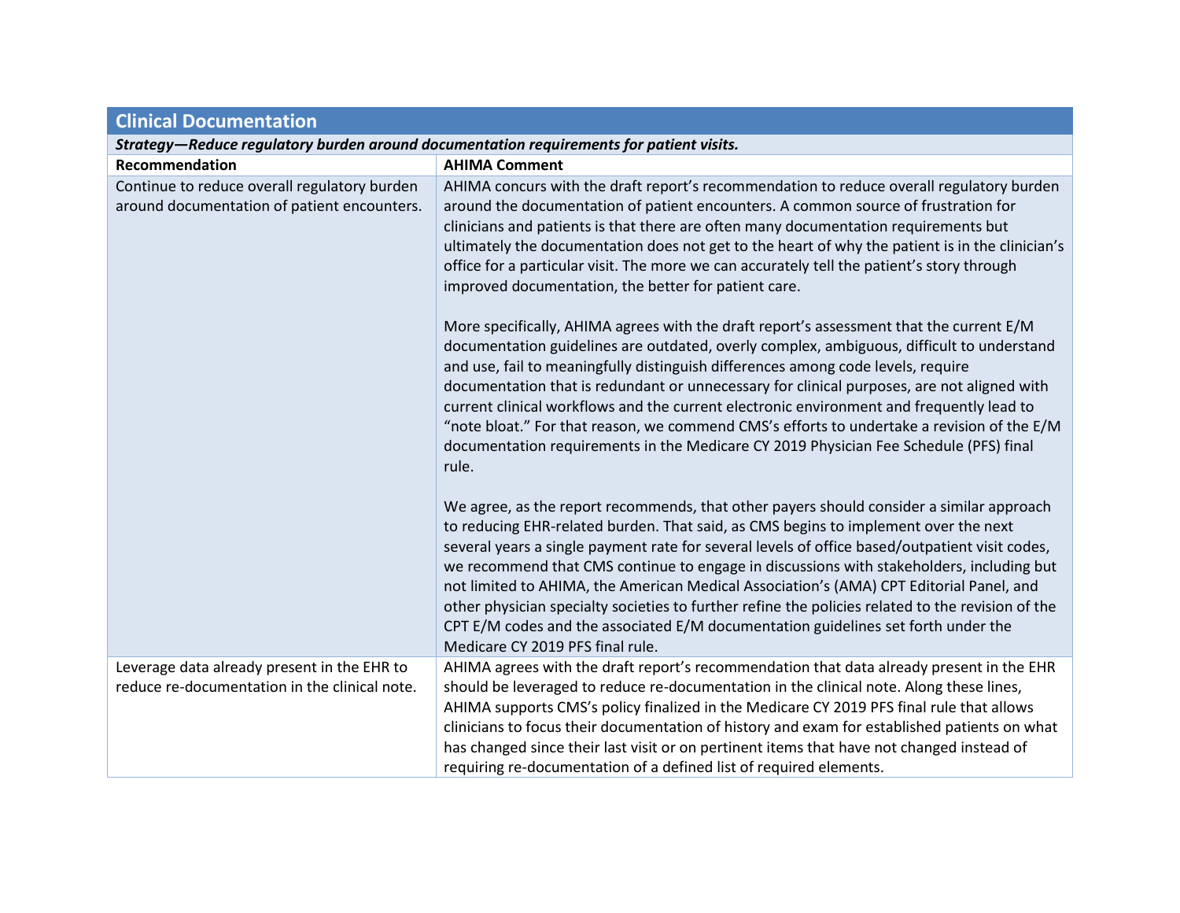## Clinical Documentation

***Strategy—Reduce regulatory burden around documentation requirements for patient visits.***

| Recommendation | AHIMA Comment |
|---|---|
| Continue to reduce overall regulatory burden around documentation of patient encounters. | AHIMA concurs with the draft report's recommendation to reduce overall regulatory burden around the documentation of patient encounters. A common source of frustration for clinicians and patients is that there are often many documentation requirements but ultimately the documentation does not get to the heart of why the patient is in the clinician's office for a particular visit. The more we can accurately tell the patient's story through improved documentation, the better for patient care.<br><br>More specifically, AHIMA agrees with the draft report's assessment that the current E/M documentation guidelines are outdated, overly complex, ambiguous, difficult to understand and use, fail to meaningfully distinguish differences among code levels, require documentation that is redundant or unnecessary for clinical purposes, are not aligned with current clinical workflows and the current electronic environment and frequently lead to "note bloat." For that reason, we commend CMS's efforts to undertake a revision of the E/M documentation requirements in the Medicare CY 2019 Physician Fee Schedule (PFS) final rule.<br><br>We agree, as the report recommends, that other payers should consider a similar approach to reducing EHR-related burden. That said, as CMS begins to implement over the next several years a single payment rate for several levels of office based/outpatient visit codes, we recommend that CMS continue to engage in discussions with stakeholders, including but not limited to AHIMA, the American Medical Association's (AMA) CPT Editorial Panel, and other physician specialty societies to further refine the policies related to the revision of the CPT E/M codes and the associated E/M documentation guidelines set forth under the Medicare CY 2019 PFS final rule. |
| Leverage data already present in the EHR to reduce re-documentation in the clinical note. | AHIMA agrees with the draft report's recommendation that data already present in the EHR should be leveraged to reduce re-documentation in the clinical note. Along these lines, AHIMA supports CMS's policy finalized in the Medicare CY 2019 PFS final rule that allows clinicians to focus their documentation of history and exam for established patients on what has changed since their last visit or on pertinent items that have not changed instead of requiring re-documentation of a defined list of required elements. |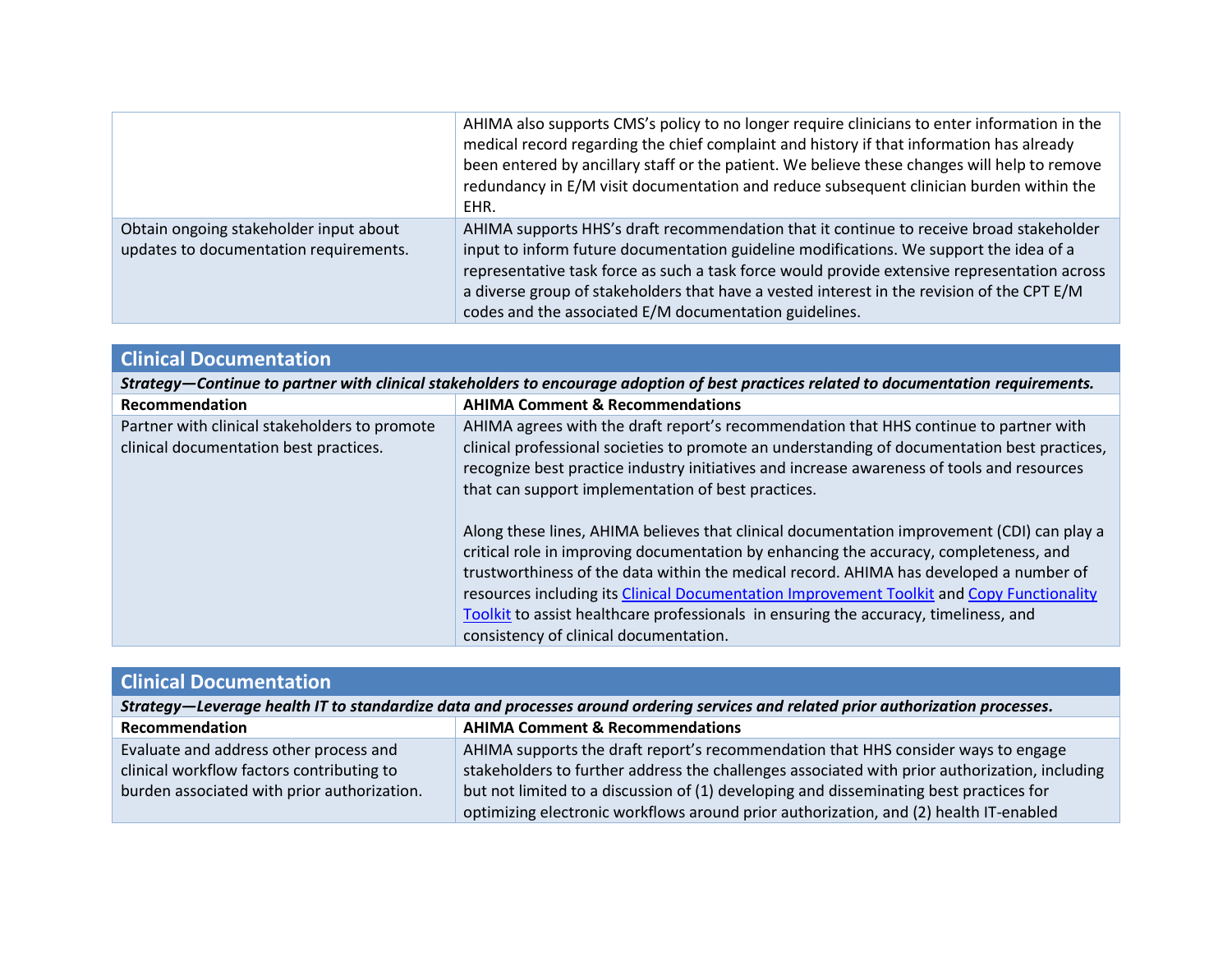| | |
|---|---|
| | AHIMA also supports CMS's policy to no longer require clinicians to enter information in the medical record regarding the chief complaint and history if that information has already been entered by ancillary staff or the patient. We believe these changes will help to remove redundancy in E/M visit documentation and reduce subsequent clinician burden within the EHR. |
| Obtain ongoing stakeholder input about updates to documentation requirements. | AHIMA supports HHS's draft recommendation that it continue to receive broad stakeholder input to inform future documentation guideline modifications. We support the idea of a representative task force as such a task force would provide extensive representation across a diverse group of stakeholders that have a vested interest in the revision of the CPT E/M codes and the associated E/M documentation guidelines. |

## Clinical Documentation

***Strategy—Continue to partner with clinical stakeholders to encourage adoption of best practices related to documentation requirements.***

| Recommendation | AHIMA Comment & Recommendations |
|---|---|
| Partner with clinical stakeholders to promote clinical documentation best practices. | AHIMA agrees with the draft report's recommendation that HHS continue to partner with clinical professional societies to promote an understanding of documentation best practices, recognize best practice industry initiatives and increase awareness of tools and resources that can support implementation of best practices.<br><br>Along these lines, AHIMA believes that clinical documentation improvement (CDI) can play a critical role in improving documentation by enhancing the accuracy, completeness, and trustworthiness of the data within the medical record. AHIMA has developed a number of resources including its Clinical Documentation Improvement Toolkit and Copy Functionality Toolkit to assist healthcare professionals in ensuring the accuracy, timeliness, and consistency of clinical documentation. |

## Clinical Documentation

***Strategy—Leverage health IT to standardize data and processes around ordering services and related prior authorization processes.***

| Recommendation | AHIMA Comment & Recommendations |
|---|---|
| Evaluate and address other process and clinical workflow factors contributing to burden associated with prior authorization. | AHIMA supports the draft report's recommendation that HHS consider ways to engage stakeholders to further address the challenges associated with prior authorization, including but not limited to a discussion of (1) developing and disseminating best practices for optimizing electronic workflows around prior authorization, and (2) health IT-enabled |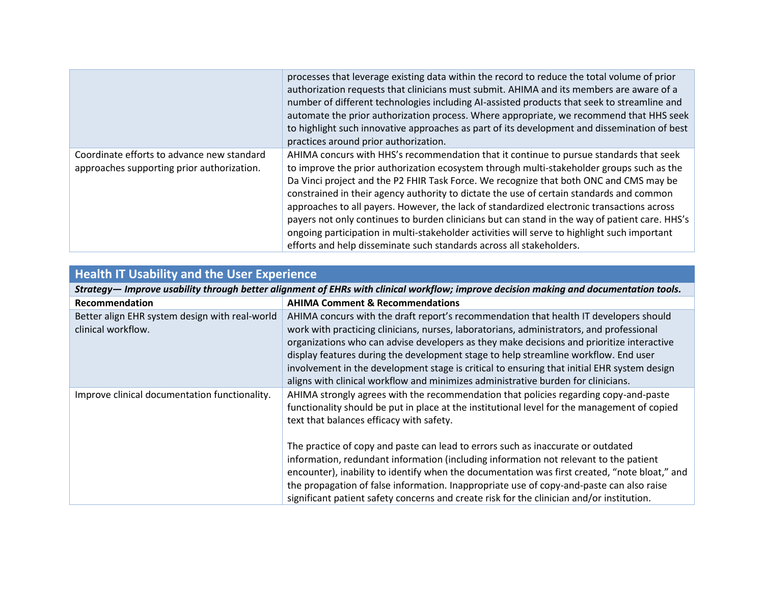| | |
|---|---|
| | processes that leverage existing data within the record to reduce the total volume of prior authorization requests that clinicians must submit. AHIMA and its members are aware of a number of different technologies including AI-assisted products that seek to streamline and automate the prior authorization process. Where appropriate, we recommend that HHS seek to highlight such innovative approaches as part of its development and dissemination of best practices around prior authorization. |
| Coordinate efforts to advance new standard approaches supporting prior authorization. | AHIMA concurs with HHS's recommendation that it continue to pursue standards that seek to improve the prior authorization ecosystem through multi-stakeholder groups such as the Da Vinci project and the P2 FHIR Task Force. We recognize that both ONC and CMS may be constrained in their agency authority to dictate the use of certain standards and common approaches to all payers. However, the lack of standardized electronic transactions across payers not only continues to burden clinicians but can stand in the way of patient care. HHS's ongoing participation in multi-stakeholder activities will serve to highlight such important efforts and help disseminate such standards across all stakeholders. |

## Health IT Usability and the User Experience

***Strategy— Improve usability through better alignment of EHRs with clinical workflow; improve decision making and documentation tools.***

| Recommendation | AHIMA Comment & Recommendations |
|---|---|
| Better align EHR system design with real-world clinical workflow. | AHIMA concurs with the draft report's recommendation that health IT developers should work with practicing clinicians, nurses, laboratorians, administrators, and professional organizations who can advise developers as they make decisions and prioritize interactive display features during the development stage to help streamline workflow. End user involvement in the development stage is critical to ensuring that initial EHR system design aligns with clinical workflow and minimizes administrative burden for clinicians. |
| Improve clinical documentation functionality. | AHIMA strongly agrees with the recommendation that policies regarding copy-and-paste functionality should be put in place at the institutional level for the management of copied text that balances efficacy with safety.<br><br>The practice of copy and paste can lead to errors such as inaccurate or outdated information, redundant information (including information not relevant to the patient encounter), inability to identify when the documentation was first created, "note bloat," and the propagation of false information. Inappropriate use of copy-and-paste can also raise significant patient safety concerns and create risk for the clinician and/or institution. |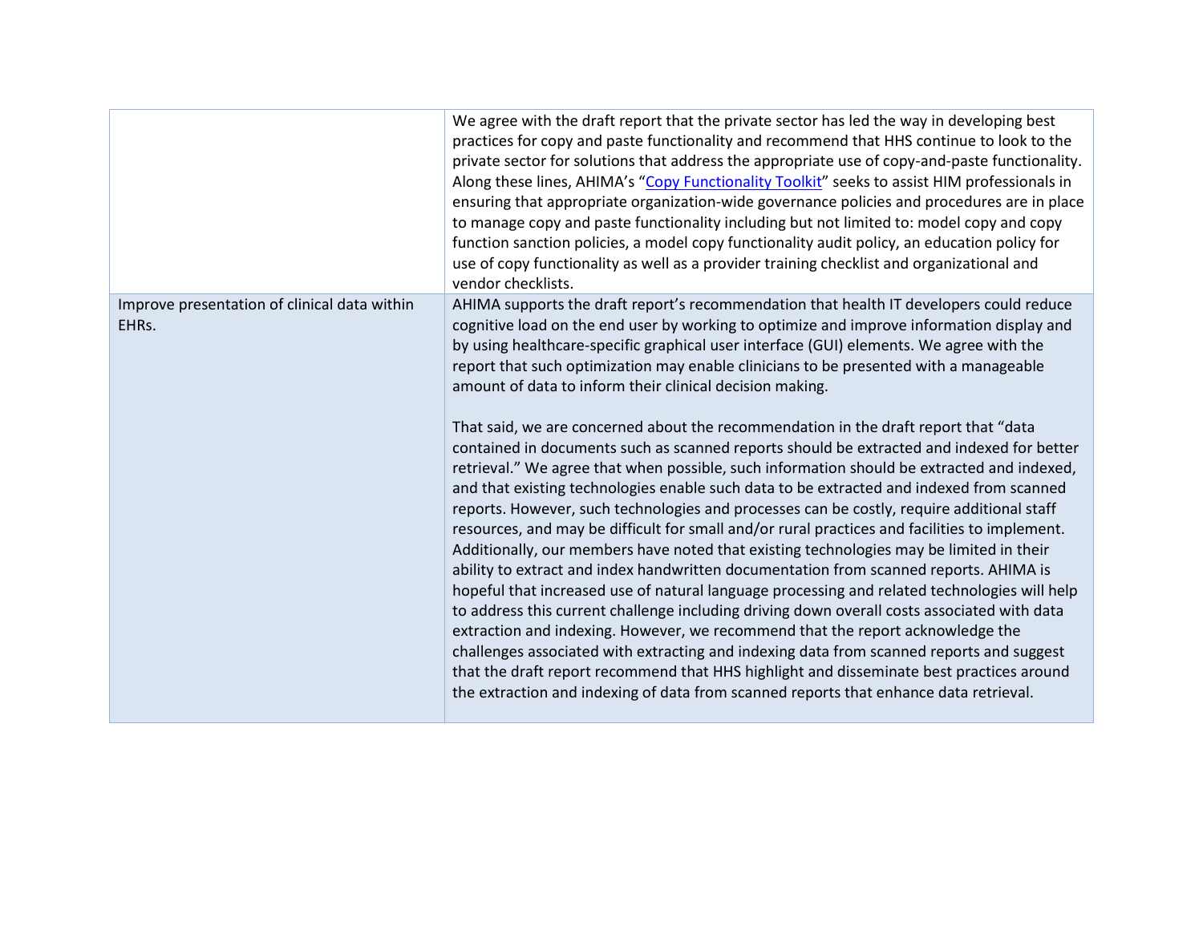| | |
|---|---|
| | We agree with the draft report that the private sector has led the way in developing best practices for copy and paste functionality and recommend that HHS continue to look to the private sector for solutions that address the appropriate use of copy-and-paste functionality. Along these lines, AHIMA's "[Copy Functionality Toolkit]" seeks to assist HIM professionals in ensuring that appropriate organization-wide governance policies and procedures are in place to manage copy and paste functionality including but not limited to: model copy and copy function sanction policies, a model copy functionality audit policy, an education policy for use of copy functionality as well as a provider training checklist and organizational and vendor checklists. |
| Improve presentation of clinical data within EHRs. | AHIMA supports the draft report's recommendation that health IT developers could reduce cognitive load on the end user by working to optimize and improve information display and by using healthcare-specific graphical user interface (GUI) elements. We agree with the report that such optimization may enable clinicians to be presented with a manageable amount of data to inform their clinical decision making.<br><br>That said, we are concerned about the recommendation in the draft report that "data contained in documents such as scanned reports should be extracted and indexed for better retrieval." We agree that when possible, such information should be extracted and indexed, and that existing technologies enable such data to be extracted and indexed from scanned reports. However, such technologies and processes can be costly, require additional staff resources, and may be difficult for small and/or rural practices and facilities to implement. Additionally, our members have noted that existing technologies may be limited in their ability to extract and index handwritten documentation from scanned reports. AHIMA is hopeful that increased use of natural language processing and related technologies will help to address this current challenge including driving down overall costs associated with data extraction and indexing. However, we recommend that the report acknowledge the challenges associated with extracting and indexing data from scanned reports and suggest that the draft report recommend that HHS highlight and disseminate best practices around the extraction and indexing of data from scanned reports that enhance data retrieval. |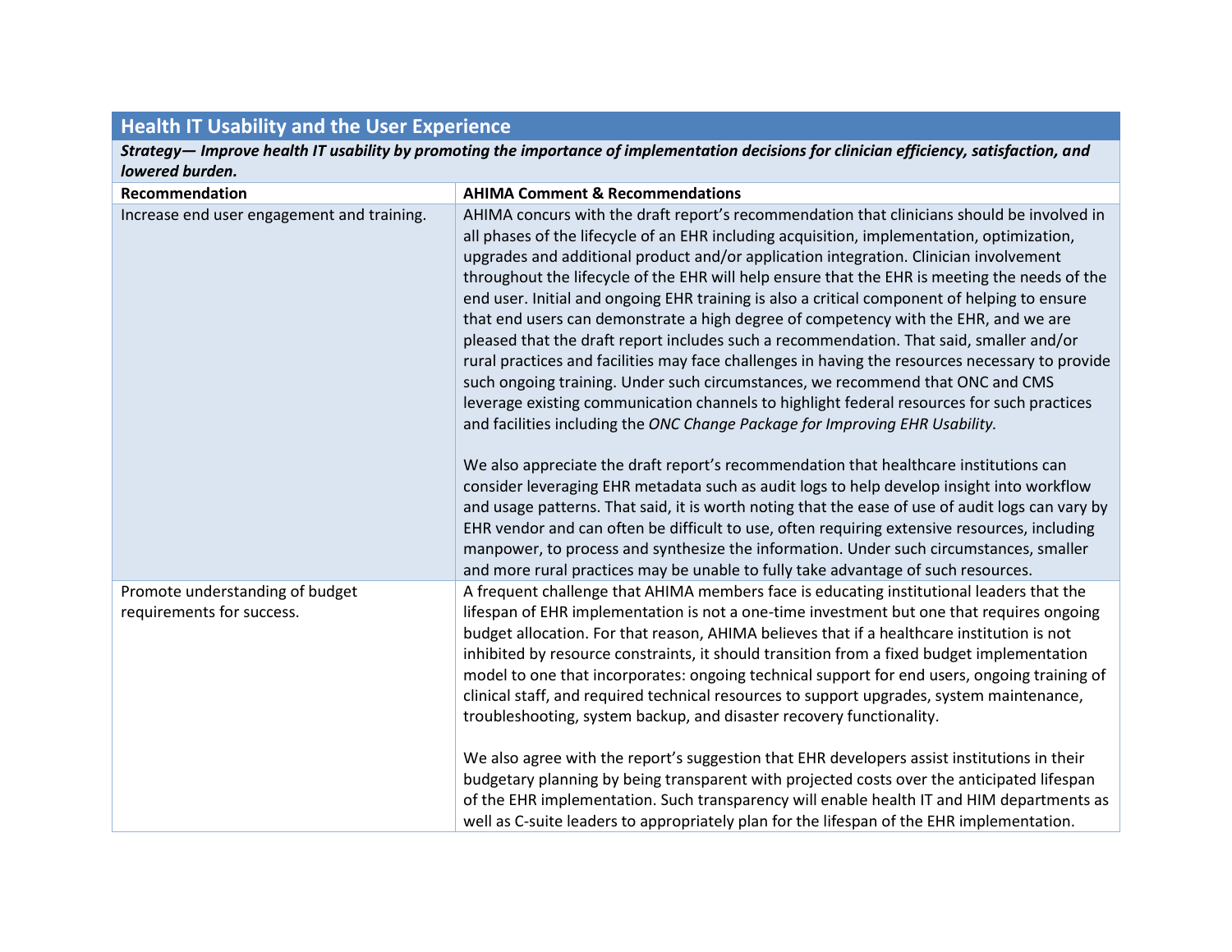## Health IT Usability and the User Experience

***Strategy— Improve health IT usability by promoting the importance of implementation decisions for clinician efficiency, satisfaction, and lowered burden.***

| Recommendation | AHIMA Comment & Recommendations |
|---|---|
| Increase end user engagement and training. | AHIMA concurs with the draft report's recommendation that clinicians should be involved in all phases of the lifecycle of an EHR including acquisition, implementation, optimization, upgrades and additional product and/or application integration. Clinician involvement throughout the lifecycle of the EHR will help ensure that the EHR is meeting the needs of the end user. Initial and ongoing EHR training is also a critical component of helping to ensure that end users can demonstrate a high degree of competency with the EHR, and we are pleased that the draft report includes such a recommendation. That said, smaller and/or rural practices and facilities may face challenges in having the resources necessary to provide such ongoing training. Under such circumstances, we recommend that ONC and CMS leverage existing communication channels to highlight federal resources for such practices and facilities including the *ONC Change Package for Improving EHR Usability.*<br><br>We also appreciate the draft report's recommendation that healthcare institutions can consider leveraging EHR metadata such as audit logs to help develop insight into workflow and usage patterns. That said, it is worth noting that the ease of use of audit logs can vary by EHR vendor and can often be difficult to use, often requiring extensive resources, including manpower, to process and synthesize the information. Under such circumstances, smaller and more rural practices may be unable to fully take advantage of such resources. |
| Promote understanding of budget requirements for success. | A frequent challenge that AHIMA members face is educating institutional leaders that the lifespan of EHR implementation is not a one-time investment but one that requires ongoing budget allocation. For that reason, AHIMA believes that if a healthcare institution is not inhibited by resource constraints, it should transition from a fixed budget implementation model to one that incorporates: ongoing technical support for end users, ongoing training of clinical staff, and required technical resources to support upgrades, system maintenance, troubleshooting, system backup, and disaster recovery functionality.<br><br>We also agree with the report's suggestion that EHR developers assist institutions in their budgetary planning by being transparent with projected costs over the anticipated lifespan of the EHR implementation. Such transparency will enable health IT and HIM departments as well as C-suite leaders to appropriately plan for the lifespan of the EHR implementation. |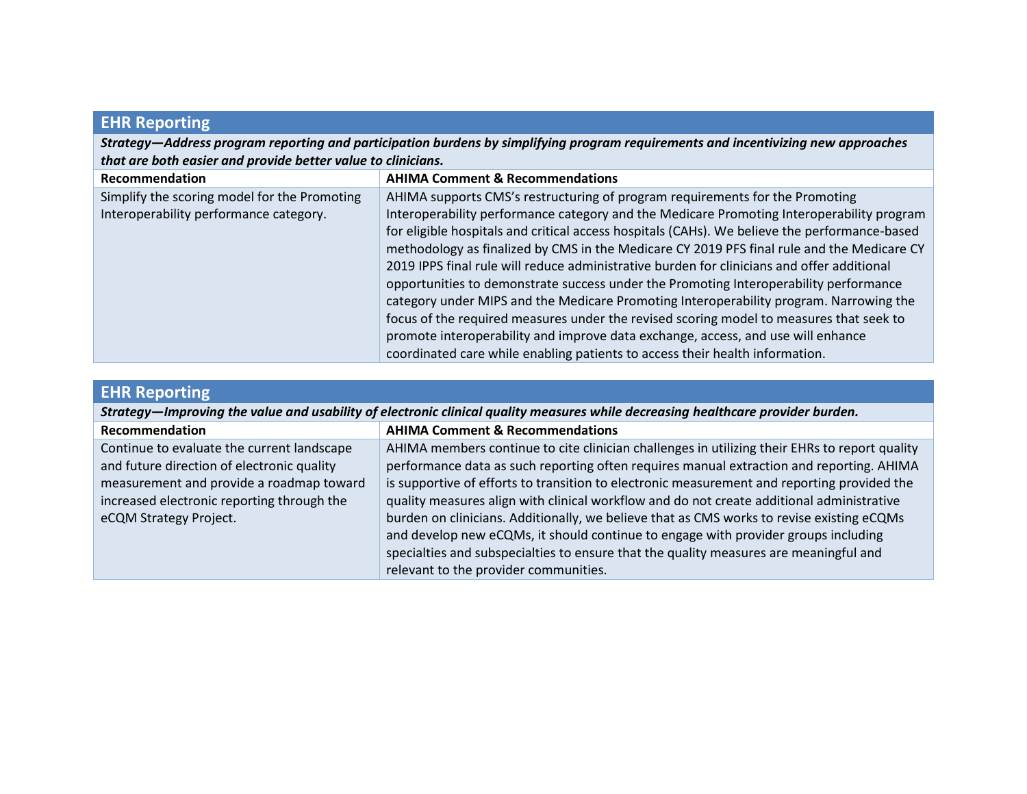## EHR Reporting

***Strategy—Address program reporting and participation burdens by simplifying program requirements and incentivizing new approaches that are both easier and provide better value to clinicians.***

| Recommendation | AHIMA Comment & Recommendations |
|---|---|
| Simplify the scoring model for the Promoting Interoperability performance category. | AHIMA supports CMS's restructuring of program requirements for the Promoting Interoperability performance category and the Medicare Promoting Interoperability program for eligible hospitals and critical access hospitals (CAHs). We believe the performance-based methodology as finalized by CMS in the Medicare CY 2019 PFS final rule and the Medicare CY 2019 IPPS final rule will reduce administrative burden for clinicians and offer additional opportunities to demonstrate success under the Promoting Interoperability performance category under MIPS and the Medicare Promoting Interoperability program. Narrowing the focus of the required measures under the revised scoring model to measures that seek to promote interoperability and improve data exchange, access, and use will enhance coordinated care while enabling patients to access their health information. |

## EHR Reporting

***Strategy—Improving the value and usability of electronic clinical quality measures while decreasing healthcare provider burden.***

| Recommendation | AHIMA Comment & Recommendations |
|---|---|
| Continue to evaluate the current landscape and future direction of electronic quality measurement and provide a roadmap toward increased electronic reporting through the eCQM Strategy Project. | AHIMA members continue to cite clinician challenges in utilizing their EHRs to report quality performance data as such reporting often requires manual extraction and reporting. AHIMA is supportive of efforts to transition to electronic measurement and reporting provided the quality measures align with clinical workflow and do not create additional administrative burden on clinicians. Additionally, we believe that as CMS works to revise existing eCQMs and develop new eCQMs, it should continue to engage with provider groups including specialties and subspecialties to ensure that the quality measures are meaningful and relevant to the provider communities. |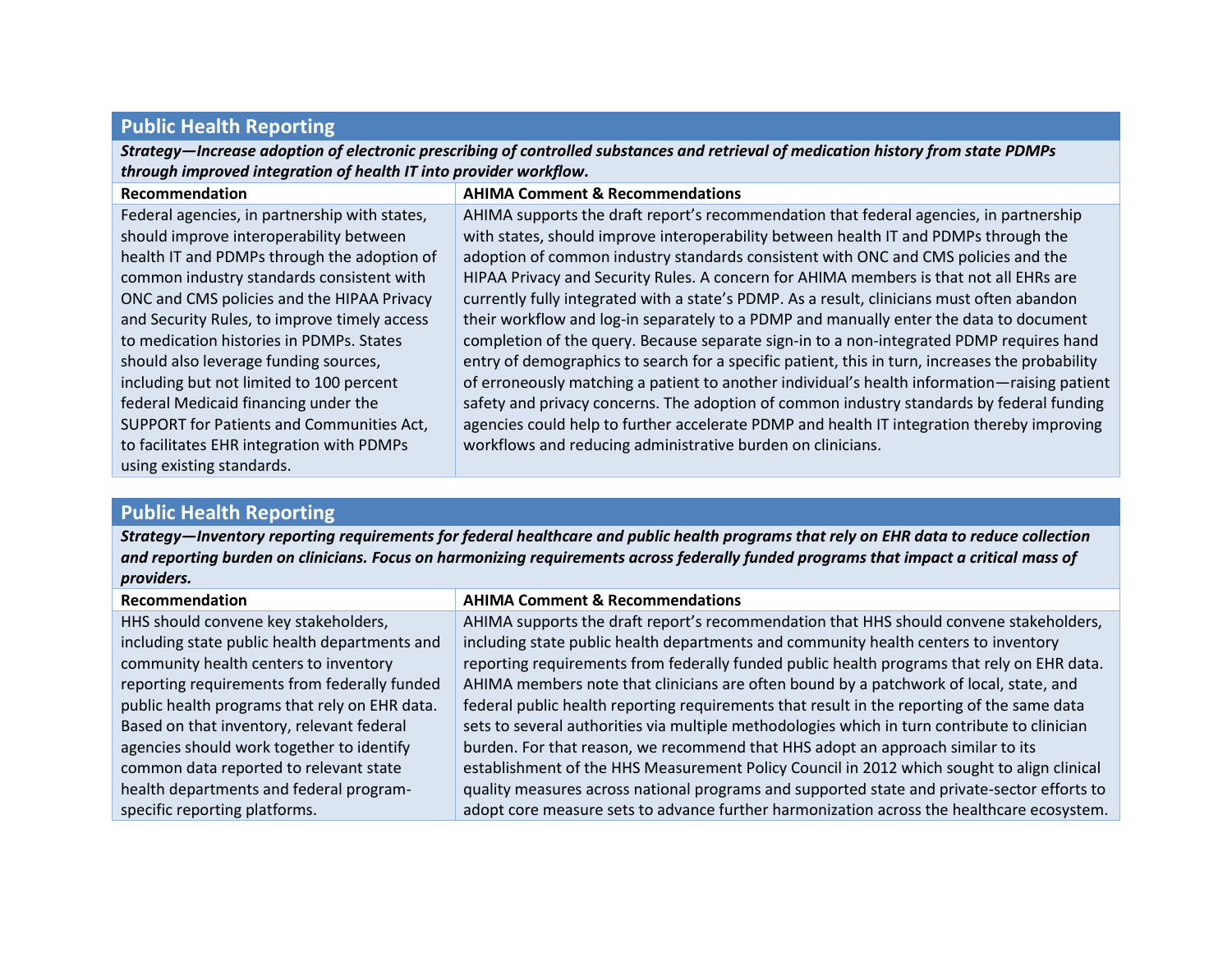## Public Health Reporting

***Strategy—Increase adoption of electronic prescribing of controlled substances and retrieval of medication history from state PDMPs through improved integration of health IT into provider workflow.***

| Recommendation | AHIMA Comment & Recommendations |
|---|---|
| Federal agencies, in partnership with states, should improve interoperability between health IT and PDMPs through the adoption of common industry standards consistent with ONC and CMS policies and the HIPAA Privacy and Security Rules, to improve timely access to medication histories in PDMPs. States should also leverage funding sources, including but not limited to 100 percent federal Medicaid financing under the SUPPORT for Patients and Communities Act, to facilitates EHR integration with PDMPs using existing standards. | AHIMA supports the draft report's recommendation that federal agencies, in partnership with states, should improve interoperability between health IT and PDMPs through the adoption of common industry standards consistent with ONC and CMS policies and the HIPAA Privacy and Security Rules. A concern for AHIMA members is that not all EHRs are currently fully integrated with a state's PDMP. As a result, clinicians must often abandon their workflow and log-in separately to a PDMP and manually enter the data to document completion of the query. Because separate sign-in to a non-integrated PDMP requires hand entry of demographics to search for a specific patient, this in turn, increases the probability of erroneously matching a patient to another individual's health information—raising patient safety and privacy concerns. The adoption of common industry standards by federal funding agencies could help to further accelerate PDMP and health IT integration thereby improving workflows and reducing administrative burden on clinicians. |

## Public Health Reporting

***Strategy—Inventory reporting requirements for federal healthcare and public health programs that rely on EHR data to reduce collection and reporting burden on clinicians. Focus on harmonizing requirements across federally funded programs that impact a critical mass of providers.***

| Recommendation | AHIMA Comment & Recommendations |
|---|---|
| HHS should convene key stakeholders, including state public health departments and community health centers to inventory reporting requirements from federally funded public health programs that rely on EHR data. Based on that inventory, relevant federal agencies should work together to identify common data reported to relevant state health departments and federal program-specific reporting platforms. | AHIMA supports the draft report's recommendation that HHS should convene stakeholders, including state public health departments and community health centers to inventory reporting requirements from federally funded public health programs that rely on EHR data. AHIMA members note that clinicians are often bound by a patchwork of local, state, and federal public health reporting requirements that result in the reporting of the same data sets to several authorities via multiple methodologies which in turn contribute to clinician burden. For that reason, we recommend that HHS adopt an approach similar to its establishment of the HHS Measurement Policy Council in 2012 which sought to align clinical quality measures across national programs and supported state and private-sector efforts to adopt core measure sets to advance further harmonization across the healthcare ecosystem. |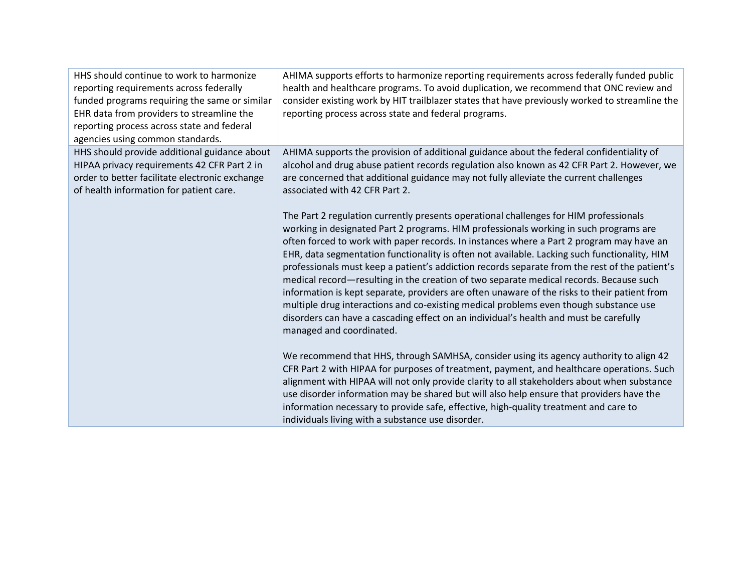| | |
|---|---|
| HHS should continue to work to harmonize reporting requirements across federally funded programs requiring the same or similar EHR data from providers to streamline the reporting process across state and federal agencies using common standards. | AHIMA supports efforts to harmonize reporting requirements across federally funded public health and healthcare programs. To avoid duplication, we recommend that ONC review and consider existing work by HIT trailblazer states that have previously worked to streamline the reporting process across state and federal programs. |
| HHS should provide additional guidance about HIPAA privacy requirements 42 CFR Part 2 in order to better facilitate electronic exchange of health information for patient care. | AHIMA supports the provision of additional guidance about the federal confidentiality of alcohol and drug abuse patient records regulation also known as 42 CFR Part 2. However, we are concerned that additional guidance may not fully alleviate the current challenges associated with 42 CFR Part 2.<br><br>The Part 2 regulation currently presents operational challenges for HIM professionals working in designated Part 2 programs. HIM professionals working in such programs are often forced to work with paper records. In instances where a Part 2 program may have an EHR, data segmentation functionality is often not available. Lacking such functionality, HIM professionals must keep a patient's addiction records separate from the rest of the patient's medical record—resulting in the creation of two separate medical records. Because such information is kept separate, providers are often unaware of the risks to their patient from multiple drug interactions and co-existing medical problems even though substance use disorders can have a cascading effect on an individual's health and must be carefully managed and coordinated.<br><br>We recommend that HHS, through SAMHSA, consider using its agency authority to align 42 CFR Part 2 with HIPAA for purposes of treatment, payment, and healthcare operations. Such alignment with HIPAA will not only provide clarity to all stakeholders about when substance use disorder information may be shared but will also help ensure that providers have the information necessary to provide safe, effective, high-quality treatment and care to individuals living with a substance use disorder. |